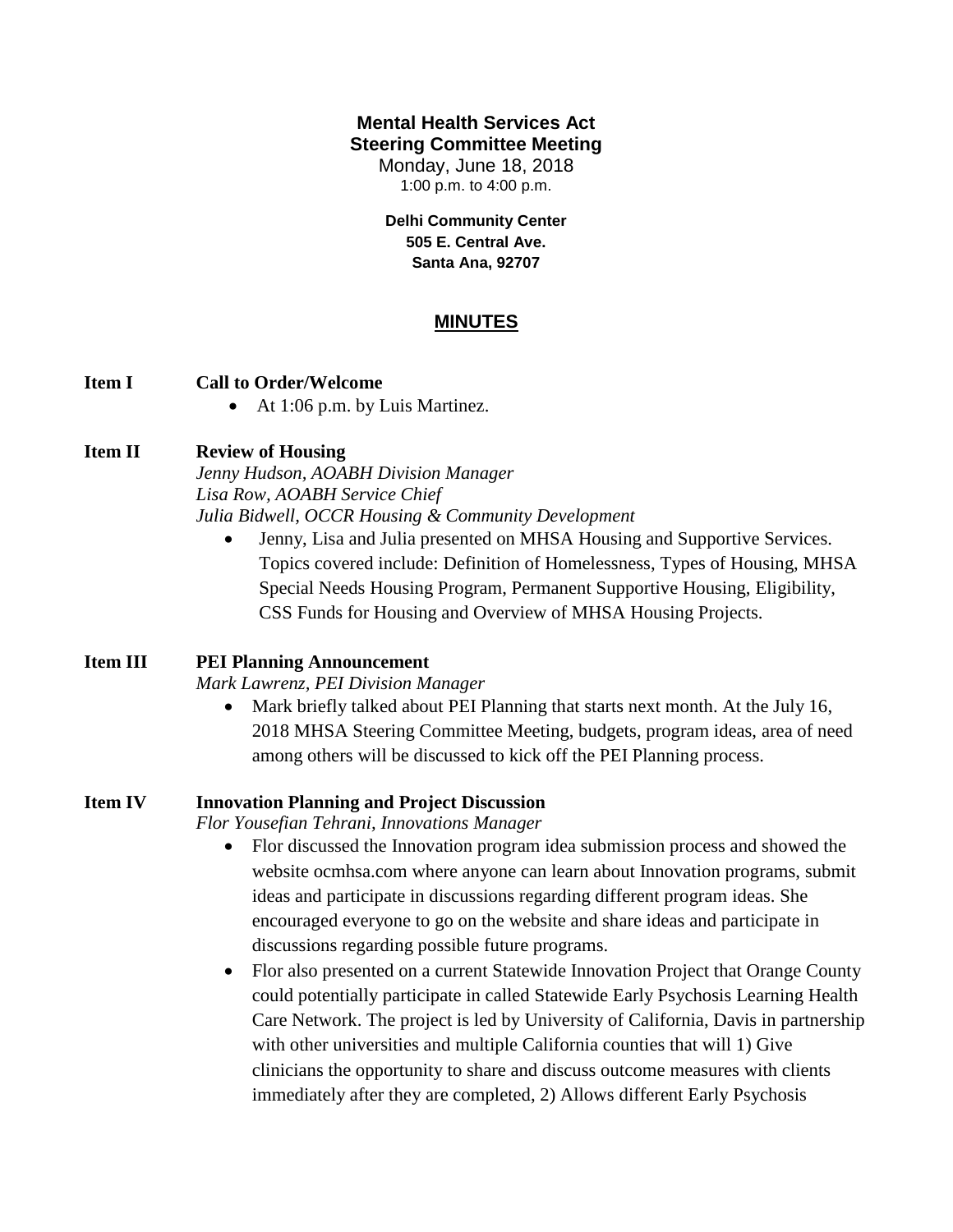**Mental Health Services Act**
**Steering Committee Meeting**
Monday, June 18, 2018
1:00 p.m. to 4:00 p.m.

**Delhi Community Center**
**505 E. Central Ave.**
**Santa Ana, 92707**

# MINUTES

## Item I Call to Order/Welcome

- At 1:06 p.m. by Luis Martinez.

## Item II Review of Housing

*Jenny Hudson, AOABH Division Manager*
*Lisa Row, AOABH Service Chief*
*Julia Bidwell, OCCR Housing & Community Development*

- Jenny, Lisa and Julia presented on MHSA Housing and Supportive Services. Topics covered include: Definition of Homelessness, Types of Housing, MHSA Special Needs Housing Program, Permanent Supportive Housing, Eligibility, CSS Funds for Housing and Overview of MHSA Housing Projects.

## Item III PEI Planning Announcement

*Mark Lawrenz, PEI Division Manager*

- Mark briefly talked about PEI Planning that starts next month. At the July 16, 2018 MHSA Steering Committee Meeting, budgets, program ideas, area of need among others will be discussed to kick off the PEI Planning process.

## Item IV Innovation Planning and Project Discussion

*Flor Yousefian Tehrani, Innovations Manager*

- Flor discussed the Innovation program idea submission process and showed the website ocmhsa.com where anyone can learn about Innovation programs, submit ideas and participate in discussions regarding different program ideas. She encouraged everyone to go on the website and share ideas and participate in discussions regarding possible future programs.
- Flor also presented on a current Statewide Innovation Project that Orange County could potentially participate in called Statewide Early Psychosis Learning Health Care Network. The project is led by University of California, Davis in partnership with other universities and multiple California counties that will 1) Give clinicians the opportunity to share and discuss outcome measures with clients immediately after they are completed, 2) Allows different Early Psychosis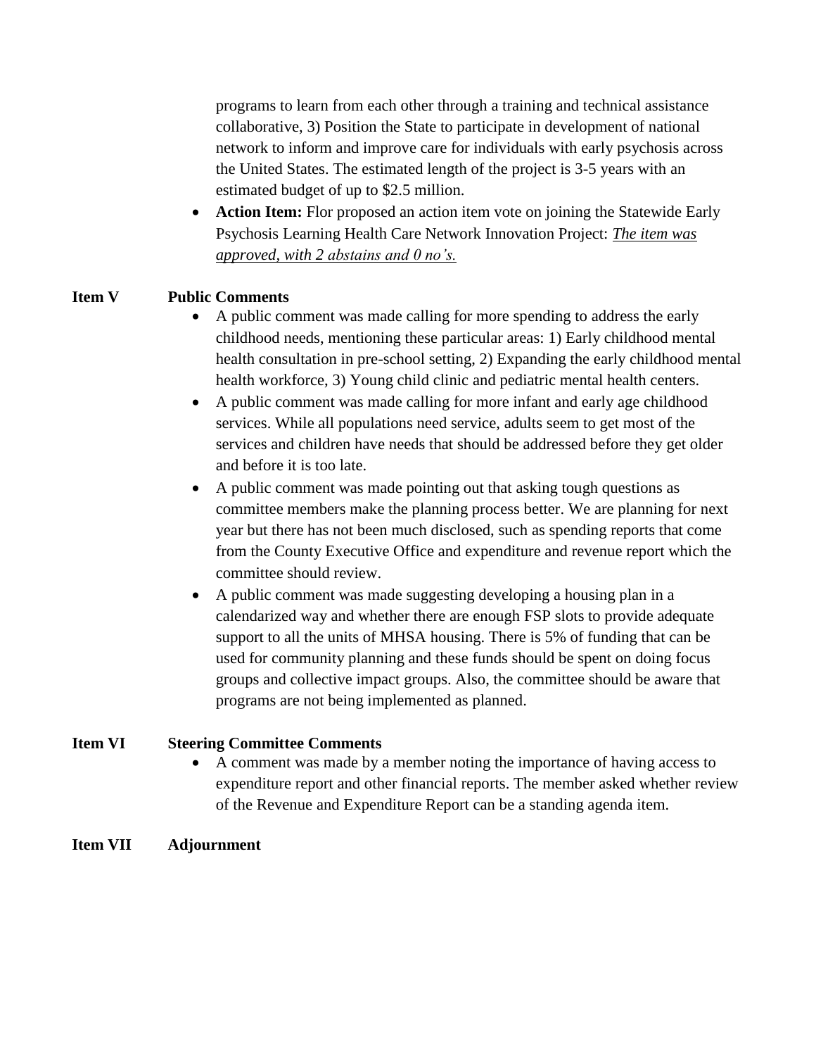programs to learn from each other through a training and technical assistance collaborative, 3) Position the State to participate in development of national network to inform and improve care for individuals with early psychosis across the United States. The estimated length of the project is 3-5 years with an estimated budget of up to $2.5 million.

- **Action Item:** Flor proposed an action item vote on joining the Statewide Early Psychosis Learning Health Care Network Innovation Project: ***The item was approved, with 2 abstains and 0 no's.***

**Item V Public Comments**

- A public comment was made calling for more spending to address the early childhood needs, mentioning these particular areas: 1) Early childhood mental health consultation in pre-school setting, 2) Expanding the early childhood mental health workforce, 3) Young child clinic and pediatric mental health centers.
- A public comment was made calling for more infant and early age childhood services. While all populations need service, adults seem to get most of the services and children have needs that should be addressed before they get older and before it is too late.
- A public comment was made pointing out that asking tough questions as committee members make the planning process better. We are planning for next year but there has not been much disclosed, such as spending reports that come from the County Executive Office and expenditure and revenue report which the committee should review.
- A public comment was made suggesting developing a housing plan in a calendarized way and whether there are enough FSP slots to provide adequate support to all the units of MHSA housing. There is 5% of funding that can be used for community planning and these funds should be spent on doing focus groups and collective impact groups. Also, the committee should be aware that programs are not being implemented as planned.

**Item VI Steering Committee Comments**

- A comment was made by a member noting the importance of having access to expenditure report and other financial reports. The member asked whether review of the Revenue and Expenditure Report can be a standing agenda item.

**Item VII Adjournment**